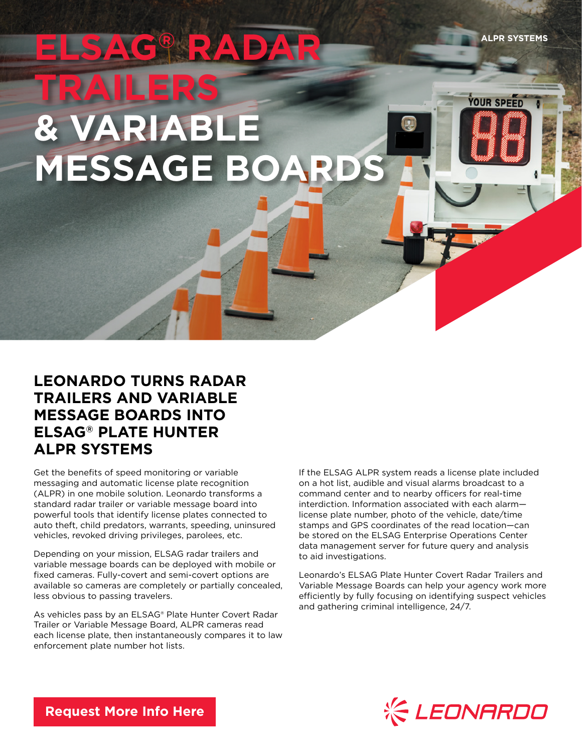ALPR SYSTEMS

# ELSAG® RADAR TRAILERS & VARIABLE MESSAGE BOARDS

## LEONARDO TURNS RADAR TRAILERS AND VARIABLE MESSAGE BOARDS INTO ELSAG® PLATE HUNTER ALPR SYSTEMS

Get the benefits of speed monitoring or variable messaging and automatic license plate recognition (ALPR) in one mobile solution. Leonardo transforms a standard radar trailer or variable message board into powerful tools that identify license plates connected to auto theft, child predators, warrants, speeding, uninsured vehicles, revoked driving privileges, parolees, etc.

Depending on your mission, ELSAG radar trailers and variable message boards can be deployed with mobile or fixed cameras. Fully-covert and semi-covert options are available so cameras are completely or partially concealed, less obvious to passing travelers.

As vehicles pass by an ELSAG® Plate Hunter Covert Radar Trailer or Variable Message Board, ALPR cameras read each license plate, then instantaneously compares it to law enforcement plate number hot lists.

If the ELSAG ALPR system reads a license plate included on a hot list, audible and visual alarms broadcast to a command center and to nearby officers for real-time interdiction. Information associated with each alarm—license plate number, photo of the vehicle, date/time stamps and GPS coordinates of the read location—can be stored on the ELSAG Enterprise Operations Center data management server for future query and analysis to aid investigations.

Leonardo's ELSAG Plate Hunter Covert Radar Trailers and Variable Message Boards can help your agency work more efficiently by fully focusing on identifying suspect vehicles and gathering criminal intelligence, 24/7.

Request More Info Here

LEONARDO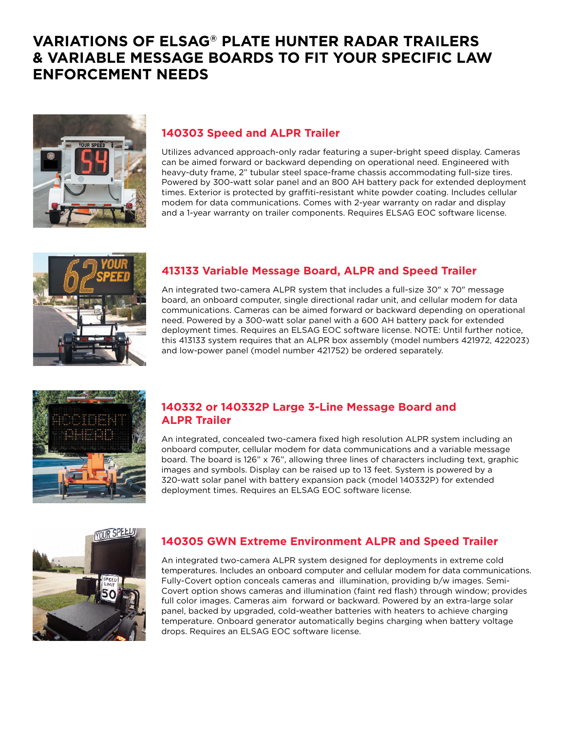# VARIATIONS OF ELSAG® PLATE HUNTER RADAR TRAILERS & VARIABLE MESSAGE BOARDS TO FIT YOUR SPECIFIC LAW ENFORCEMENT NEEDS

## 140303 Speed and ALPR Trailer

Utilizes advanced approach-only radar featuring a super-bright speed display. Cameras can be aimed forward or backward depending on operational need. Engineered with heavy-duty frame, 2" tubular steel space-frame chassis accommodating full-size tires. Powered by 300-watt solar panel and an 800 AH battery pack for extended deployment times. Exterior is protected by graffiti-resistant white powder coating. Includes cellular modem for data communications. Comes with 2-year warranty on radar and display and a 1-year warranty on trailer components. Requires ELSAG EOC software license.

## 413133 Variable Message Board, ALPR and Speed Trailer

An integrated two-camera ALPR system that includes a full-size 30" x 70" message board, an onboard computer, single directional radar unit, and cellular modem for data communications. Cameras can be aimed forward or backward depending on operational need. Powered by a 300-watt solar panel with a 600 AH battery pack for extended deployment times. Requires an ELSAG EOC software license. NOTE: Until further notice, this 413133 system requires that an ALPR box assembly (model numbers 421972, 422023) and low-power panel (model number 421752) be ordered separately.

## 140332 or 140332P Large 3-Line Message Board and ALPR Trailer

An integrated, concealed two-camera fixed high resolution ALPR system including an onboard computer, cellular modem for data communications and a variable message board. The board is 126" x 76", allowing three lines of characters including text, graphic images and symbols. Display can be raised up to 13 feet. System is powered by a 320-watt solar panel with battery expansion pack (model 140332P) for extended deployment times. Requires an ELSAG EOC software license.

## 140305 GWN Extreme Environment ALPR and Speed Trailer

An integrated two-camera ALPR system designed for deployments in extreme cold temperatures. Includes an onboard computer and cellular modem for data communications. Fully-Covert option conceals cameras and illumination, providing b/w images. Semi-Covert option shows cameras and illumination (faint red flash) through window; provides full color images. Cameras aim forward or backward. Powered by an extra-large solar panel, backed by upgraded, cold-weather batteries with heaters to achieve charging temperature. Onboard generator automatically begins charging when battery voltage drops. Requires an ELSAG EOC software license.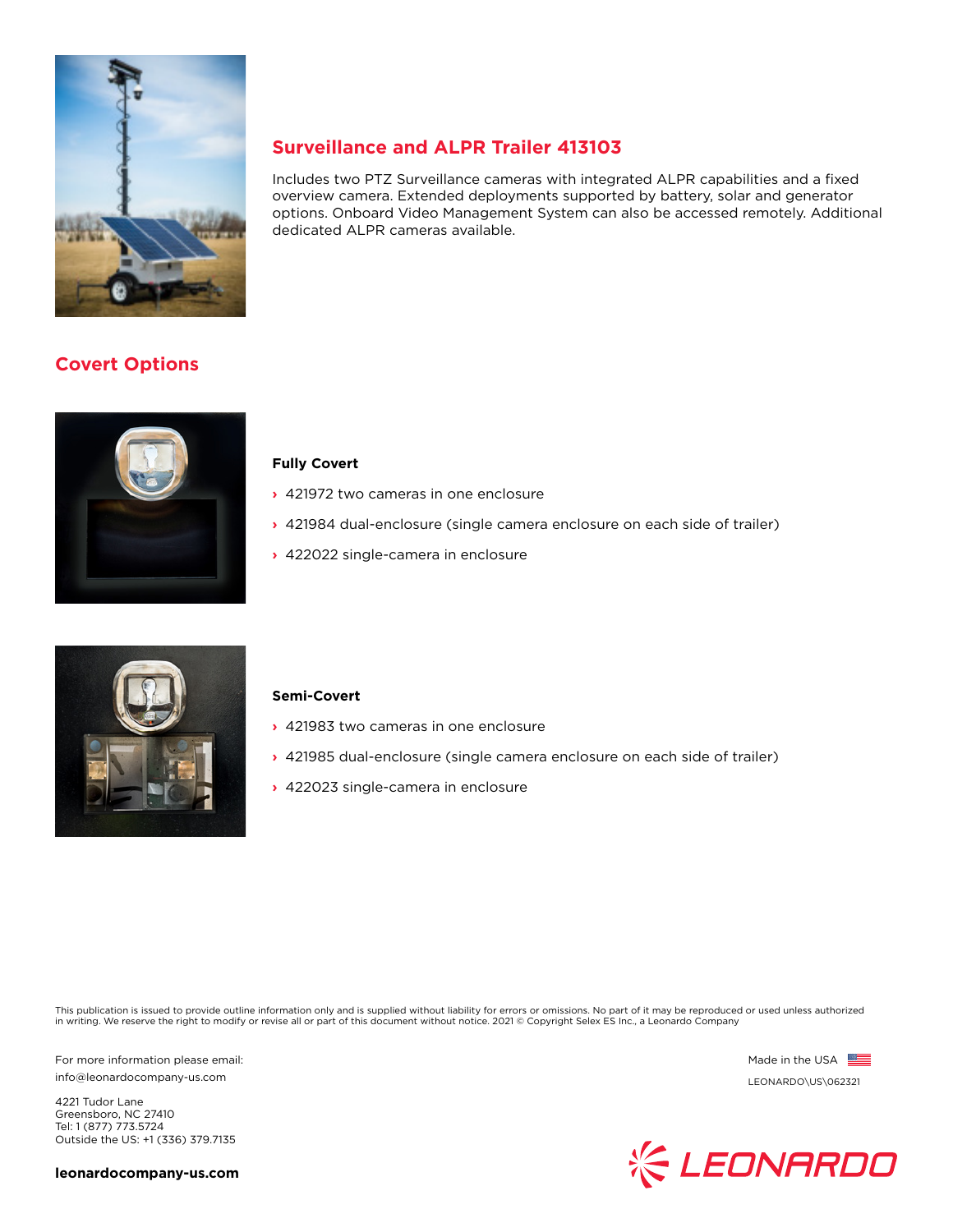## Surveillance and ALPR Trailer 413103

Includes two PTZ Surveillance cameras with integrated ALPR capabilities and a fixed overview camera. Extended deployments supported by battery, solar and generator options. Onboard Video Management System can also be accessed remotely. Additional dedicated ALPR cameras available.

## Covert Options

**Fully Covert**

- 421972 two cameras in one enclosure
- 421984 dual-enclosure (single camera enclosure on each side of trailer)
- 422022 single-camera in enclosure

**Semi-Covert**

- 421983 two cameras in one enclosure
- 421985 dual-enclosure (single camera enclosure on each side of trailer)
- 422023 single-camera in enclosure

This publication is issued to provide outline information only and is supplied without liability for errors or omissions. No part of it may be reproduced or used unless authorized in writing. We reserve the right to modify or revise all or part of this document without notice. 2021 © Copyright Selex ES Inc., a Leonardo Company

For more information please email:
info@leonardocompany-us.com

4221 Tudor Lane
Greensboro, NC 27410
Tel: 1 (877) 773.5724
Outside the US: +1 (336) 379.7135

**leonardocompany-us.com**

Made in the USA

LEONARDO\US\062321

LEONARDO